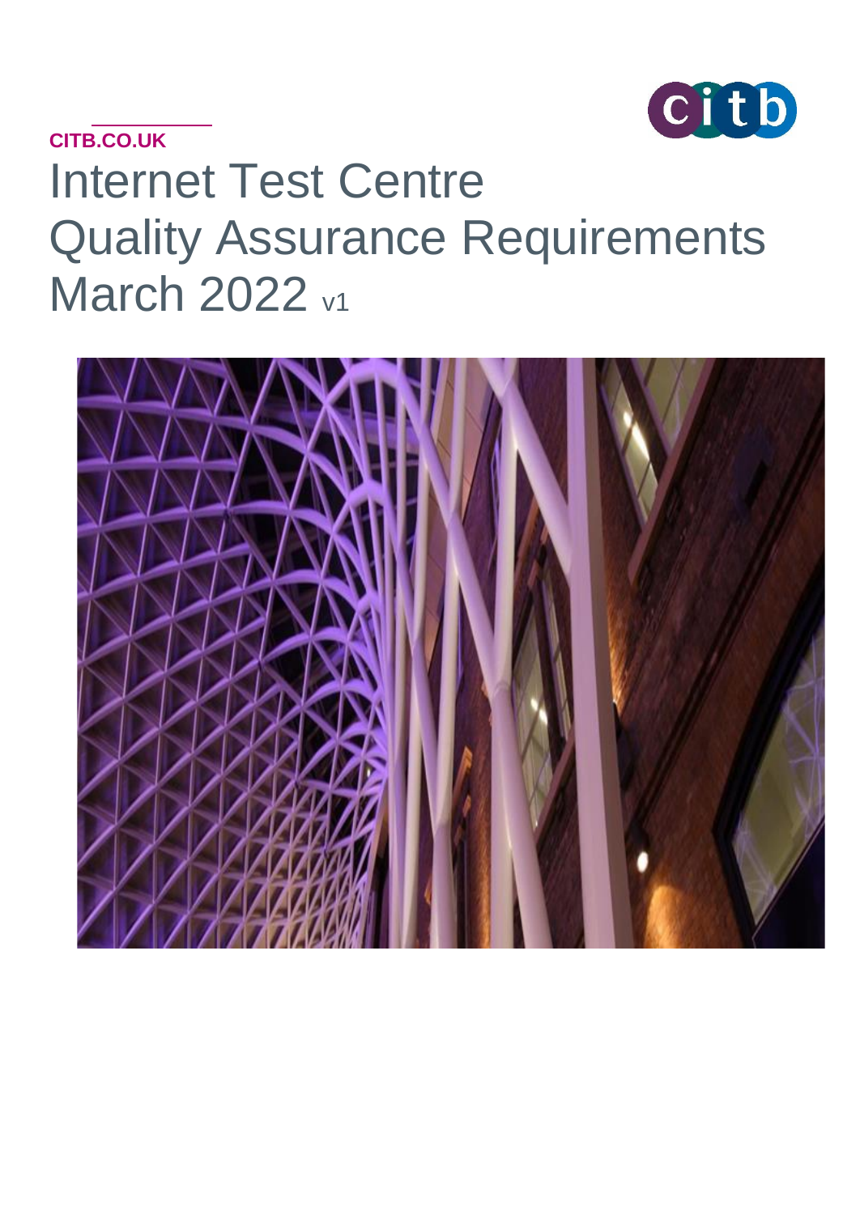CITB.CO.UK

# Internet Test Centre Quality Assurance Requirements March 2022 v1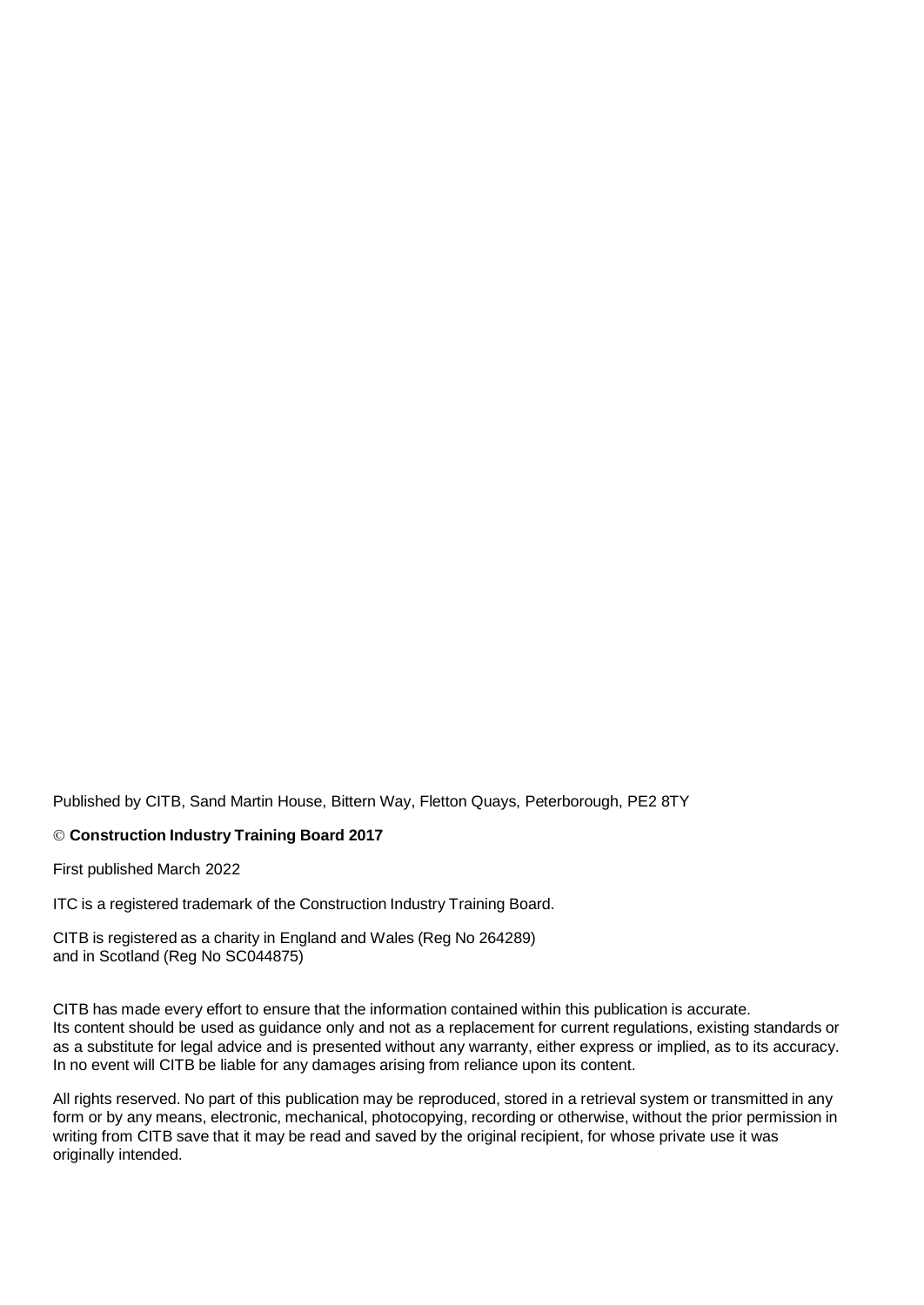Published by CITB, Sand Martin House, Bittern Way, Fletton Quays, Peterborough, PE2 8TY

© **Construction Industry Training Board 2017**

First published March 2022

ITC is a registered trademark of the Construction Industry Training Board.

CITB is registered as a charity in England and Wales (Reg No 264289)
and in Scotland (Reg No SC044875)

CITB has made every effort to ensure that the information contained within this publication is accurate.
Its content should be used as guidance only and not as a replacement for current regulations, existing standards or as a substitute for legal advice and is presented without any warranty, either express or implied, as to its accuracy. In no event will CITB be liable for any damages arising from reliance upon its content.

All rights reserved. No part of this publication may be reproduced, stored in a retrieval system or transmitted in any form or by any means, electronic, mechanical, photocopying, recording or otherwise, without the prior permission in writing from CITB save that it may be read and saved by the original recipient, for whose private use it was originally intended.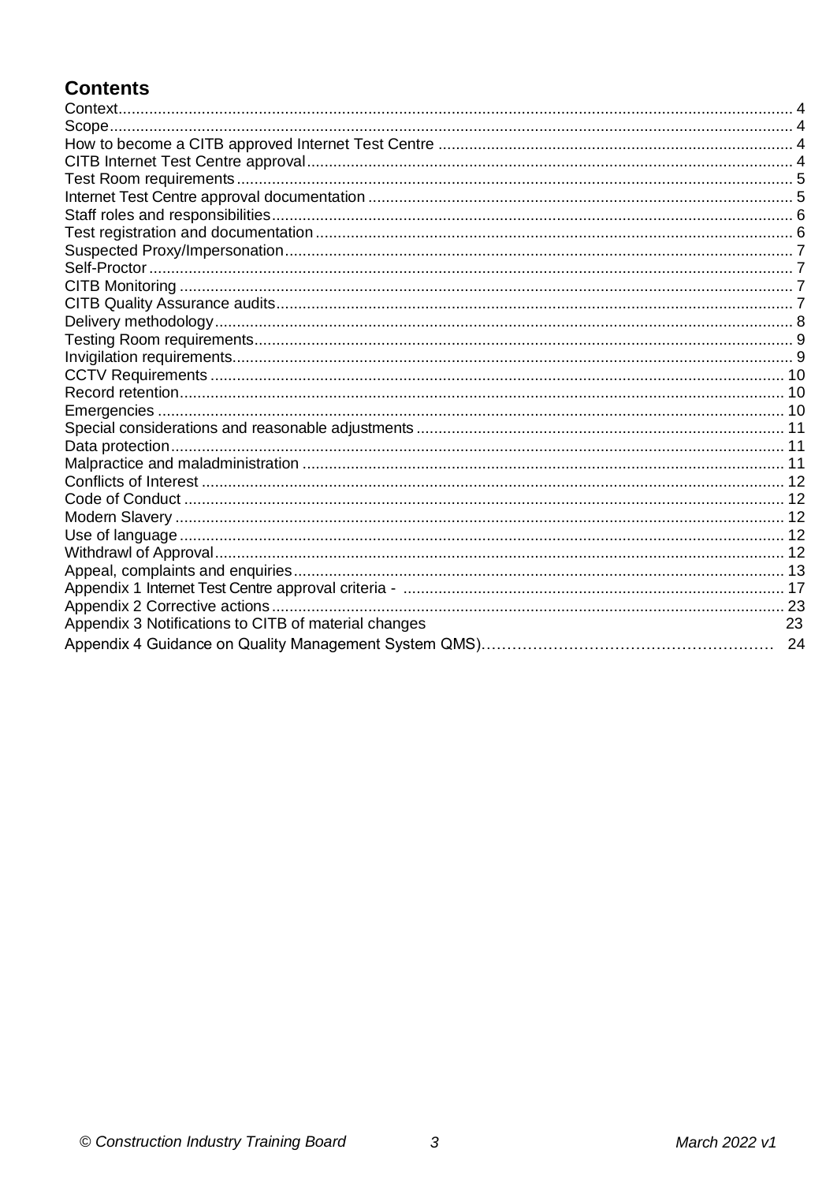## Contents

- Context ........ 4
- Scope ........ 4
- How to become a CITB approved Internet Test Centre ........ 4
- CITB Internet Test Centre approval ........ 4
- Test Room requirements ........ 5
- Internet Test Centre approval documentation ........ 5
- Staff roles and responsibilities ........ 6
- Test registration and documentation ........ 6
- Suspected Proxy/Impersonation ........ 7
- Self-Proctor ........ 7
- CITB Monitoring ........ 7
- CITB Quality Assurance audits ........ 7
- Delivery methodology ........ 8
- Testing Room requirements ........ 9
- Invigilation requirements ........ 9
- CCTV Requirements ........ 10
- Record retention ........ 10
- Emergencies ........ 10
- Special considerations and reasonable adjustments ........ 11
- Data protection ........ 11
- Malpractice and maladministration ........ 11
- Conflicts of Interest ........ 12
- Code of Conduct ........ 12
- Modern Slavery ........ 12
- Use of language ........ 12
- Withdrawl of Approval ........ 12
- Appeal, complaints and enquiries ........ 13
- Appendix 1 Internet Test Centre approval criteria - ........ 17
- Appendix 2 Corrective actions ........ 23
- Appendix 3 Notifications to CITB of material changes ........ 23
- Appendix 4 Guidance on Quality Management System QMS) ........ 24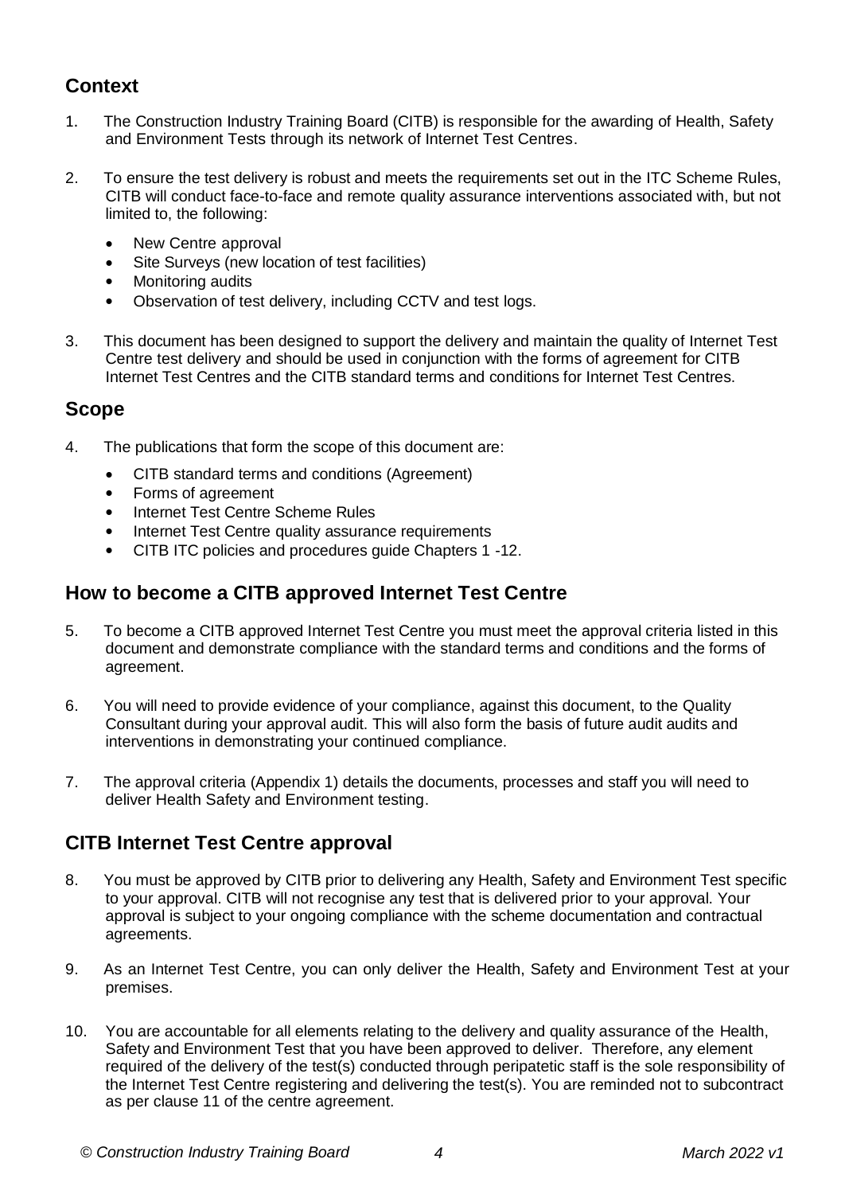## Context

1. The Construction Industry Training Board (CITB) is responsible for the awarding of Health, Safety and Environment Tests through its network of Internet Test Centres.

2. To ensure the test delivery is robust and meets the requirements set out in the ITC Scheme Rules, CITB will conduct face-to-face and remote quality assurance interventions associated with, but not limited to, the following:

   - New Centre approval
   - Site Surveys (new location of test facilities)
   - Monitoring audits
   - Observation of test delivery, including CCTV and test logs.

3. This document has been designed to support the delivery and maintain the quality of Internet Test Centre test delivery and should be used in conjunction with the forms of agreement for CITB Internet Test Centres and the CITB standard terms and conditions for Internet Test Centres.

## Scope

4. The publications that form the scope of this document are:

   - CITB standard terms and conditions (Agreement)
   - Forms of agreement
   - Internet Test Centre Scheme Rules
   - Internet Test Centre quality assurance requirements
   - CITB ITC policies and procedures guide Chapters 1 -12.

## How to become a CITB approved Internet Test Centre

5. To become a CITB approved Internet Test Centre you must meet the approval criteria listed in this document and demonstrate compliance with the standard terms and conditions and the forms of agreement.

6. You will need to provide evidence of your compliance, against this document, to the Quality Consultant during your approval audit. This will also form the basis of future audit audits and interventions in demonstrating your continued compliance.

7. The approval criteria (Appendix 1) details the documents, processes and staff you will need to deliver Health Safety and Environment testing.

## CITB Internet Test Centre approval

8. You must be approved by CITB prior to delivering any Health, Safety and Environment Test specific to your approval. CITB will not recognise any test that is delivered prior to your approval. Your approval is subject to your ongoing compliance with the scheme documentation and contractual agreements.

9. As an Internet Test Centre, you can only deliver the Health, Safety and Environment Test at your premises.

10. You are accountable for all elements relating to the delivery and quality assurance of the Health, Safety and Environment Test that you have been approved to deliver. Therefore, any element required of the delivery of the test(s) conducted through peripatetic staff is the sole responsibility of the Internet Test Centre registering and delivering the test(s). You are reminded not to subcontract as per clause 11 of the centre agreement.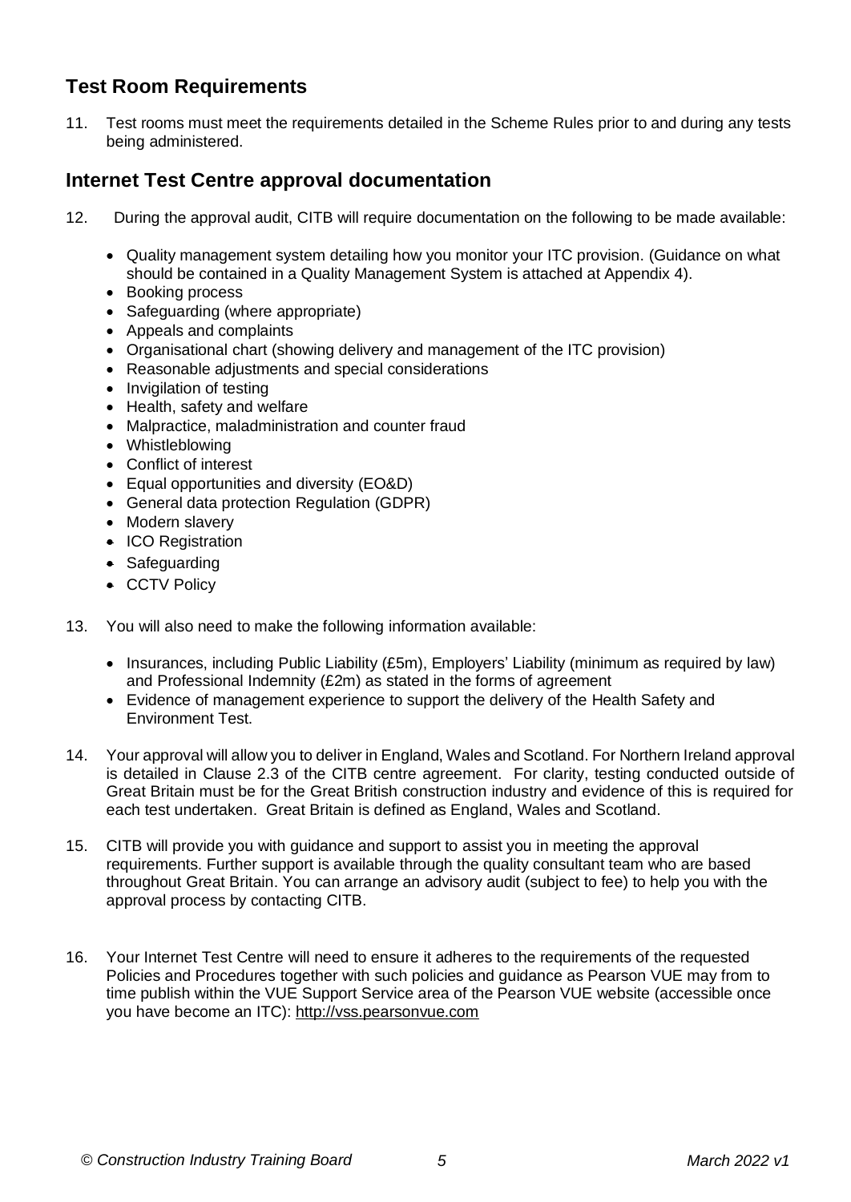## Test Room Requirements

11. Test rooms must meet the requirements detailed in the Scheme Rules prior to and during any tests being administered.

## Internet Test Centre approval documentation

12. During the approval audit, CITB will require documentation on the following to be made available:

    - Quality management system detailing how you monitor your ITC provision. (Guidance on what should be contained in a Quality Management System is attached at Appendix 4).
    - Booking process
    - Safeguarding (where appropriate)
    - Appeals and complaints
    - Organisational chart (showing delivery and management of the ITC provision)
    - Reasonable adjustments and special considerations
    - Invigilation of testing
    - Health, safety and welfare
    - Malpractice, maladministration and counter fraud
    - Whistleblowing
    - Conflict of interest
    - Equal opportunities and diversity (EO&D)
    - General data protection Regulation (GDPR)
    - Modern slavery
    - ICO Registration
    - Safeguarding
    - CCTV Policy

13. You will also need to make the following information available:

    - Insurances, including Public Liability (£5m), Employers' Liability (minimum as required by law) and Professional Indemnity (£2m) as stated in the forms of agreement
    - Evidence of management experience to support the delivery of the Health Safety and Environment Test.

14. Your approval will allow you to deliver in England, Wales and Scotland. For Northern Ireland approval is detailed in Clause 2.3 of the CITB centre agreement. For clarity, testing conducted outside of Great Britain must be for the Great British construction industry and evidence of this is required for each test undertaken. Great Britain is defined as England, Wales and Scotland.

15. CITB will provide you with guidance and support to assist you in meeting the approval requirements. Further support is available through the quality consultant team who are based throughout Great Britain. You can arrange an advisory audit (subject to fee) to help you with the approval process by contacting CITB.

16. Your Internet Test Centre will need to ensure it adheres to the requirements of the requested Policies and Procedures together with such policies and guidance as Pearson VUE may from to time publish within the VUE Support Service area of the Pearson VUE website (accessible once you have become an ITC): http://vss.pearsonvue.com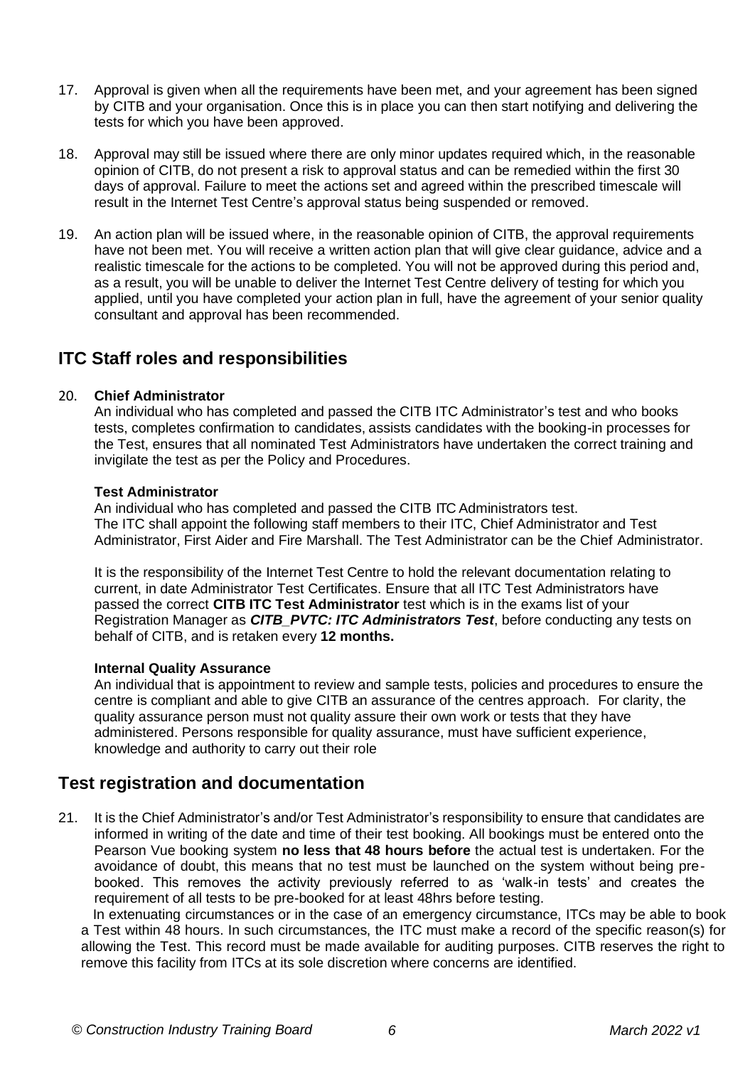17. Approval is given when all the requirements have been met, and your agreement has been signed by CITB and your organisation. Once this is in place you can then start notifying and delivering the tests for which you have been approved.

18. Approval may still be issued where there are only minor updates required which, in the reasonable opinion of CITB, do not present a risk to approval status and can be remedied within the first 30 days of approval. Failure to meet the actions set and agreed within the prescribed timescale will result in the Internet Test Centre's approval status being suspended or removed.

19. An action plan will be issued where, in the reasonable opinion of CITB, the approval requirements have not been met. You will receive a written action plan that will give clear guidance, advice and a realistic timescale for the actions to be completed. You will not be approved during this period and, as a result, you will be unable to deliver the Internet Test Centre delivery of testing for which you applied, until you have completed your action plan in full, have the agreement of your senior quality consultant and approval has been recommended.

## ITC Staff roles and responsibilities

20. **Chief Administrator**

An individual who has completed and passed the CITB ITC Administrator's test and who books tests, completes confirmation to candidates, assists candidates with the booking-in processes for the Test, ensures that all nominated Test Administrators have undertaken the correct training and invigilate the test as per the Policy and Procedures.

**Test Administrator**

An individual who has completed and passed the CITB ITC Administrators test.
The ITC shall appoint the following staff members to their ITC, Chief Administrator and Test Administrator, First Aider and Fire Marshall. The Test Administrator can be the Chief Administrator.

It is the responsibility of the Internet Test Centre to hold the relevant documentation relating to current, in date Administrator Test Certificates. Ensure that all ITC Test Administrators have passed the correct **CITB ITC Test Administrator** test which is in the exams list of your Registration Manager as ***CITB_PVTC: ITC Administrators Test***, before conducting any tests on behalf of CITB, and is retaken every **12 months.**

**Internal Quality Assurance**

An individual that is appointment to review and sample tests, policies and procedures to ensure the centre is compliant and able to give CITB an assurance of the centres approach. For clarity, the quality assurance person must not quality assure their own work or tests that they have administered. Persons responsible for quality assurance, must have sufficient experience, knowledge and authority to carry out their role

## Test registration and documentation

21. It is the Chief Administrator's and/or Test Administrator's responsibility to ensure that candidates are informed in writing of the date and time of their test booking. All bookings must be entered onto the Pearson Vue booking system **no less that 48 hours before** the actual test is undertaken. For the avoidance of doubt, this means that no test must be launched on the system without being pre-booked. This removes the activity previously referred to as 'walk-in tests' and creates the requirement of all tests to be pre-booked for at least 48hrs before testing.

In extenuating circumstances or in the case of an emergency circumstance, ITCs may be able to book a Test within 48 hours. In such circumstances, the ITC must make a record of the specific reason(s) for allowing the Test. This record must be made available for auditing purposes. CITB reserves the right to remove this facility from ITCs at its sole discretion where concerns are identified.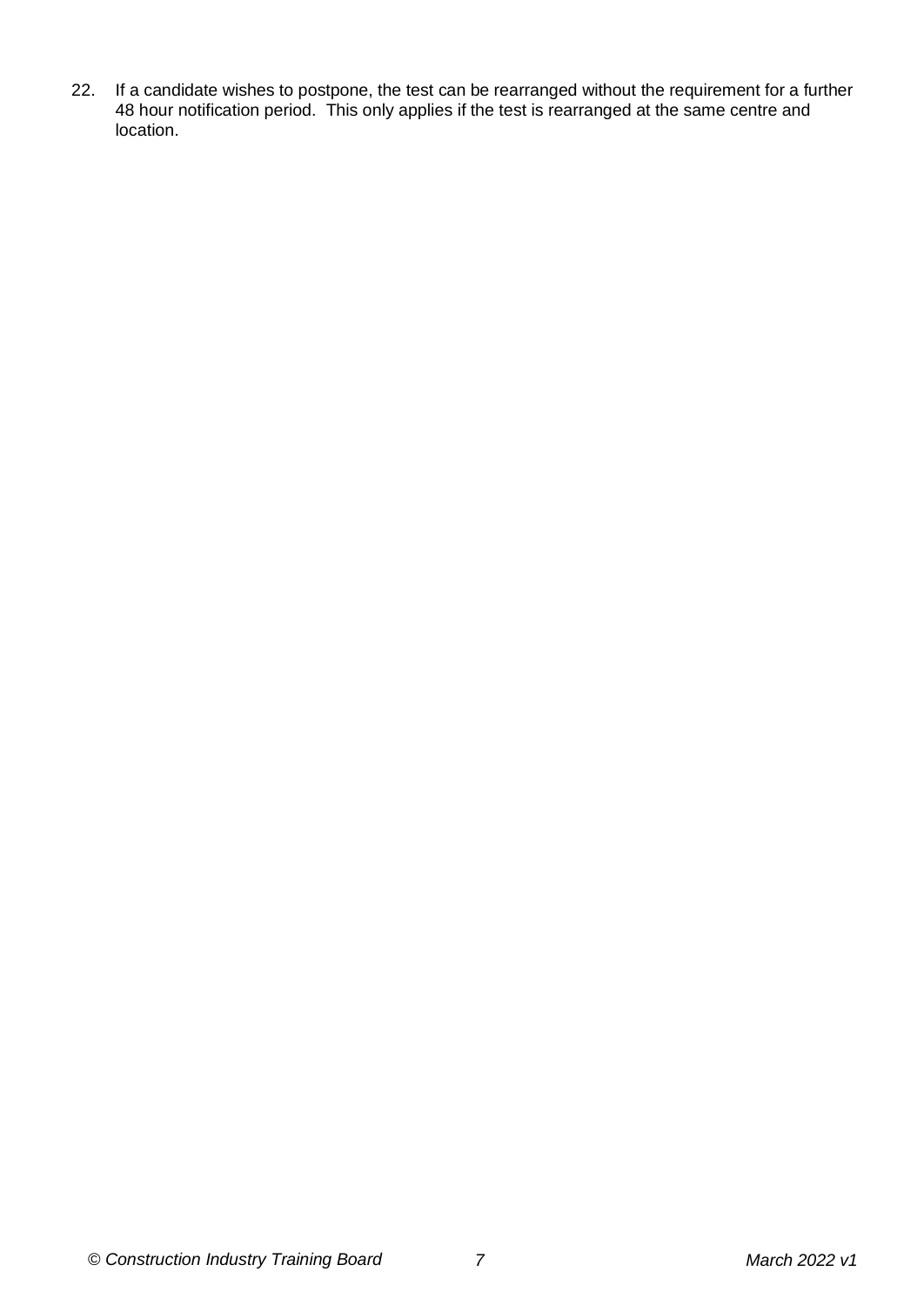22. If a candidate wishes to postpone, the test can be rearranged without the requirement for a further 48 hour notification period. This only applies if the test is rearranged at the same centre and location.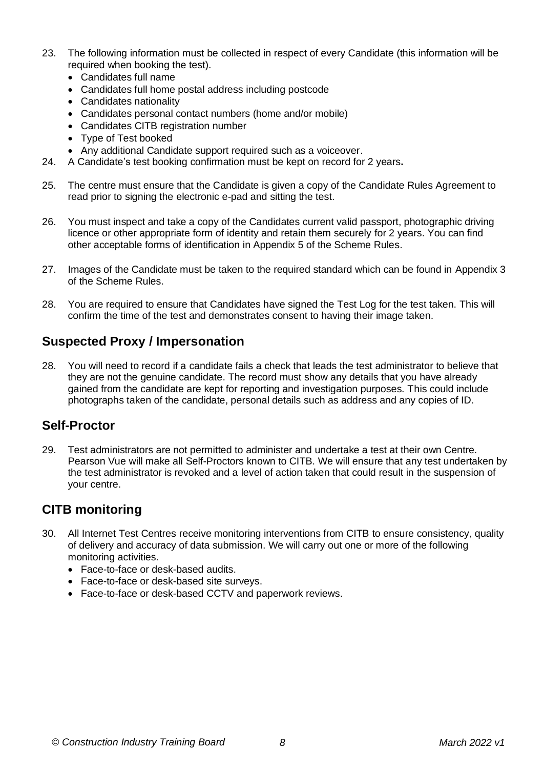23. The following information must be collected in respect of every Candidate (this information will be required when booking the test).
    - Candidates full name
    - Candidates full home postal address including postcode
    - Candidates nationality
    - Candidates personal contact numbers (home and/or mobile)
    - Candidates CITB registration number
    - Type of Test booked
    - Any additional Candidate support required such as a voiceover.
24. A Candidate's test booking confirmation must be kept on record for 2 years**.**

25. The centre must ensure that the Candidate is given a copy of the Candidate Rules Agreement to read prior to signing the electronic e-pad and sitting the test.

26. You must inspect and take a copy of the Candidates current valid passport, photographic driving licence or other appropriate form of identity and retain them securely for 2 years. You can find other acceptable forms of identification in Appendix 5 of the Scheme Rules.

27. Images of the Candidate must be taken to the required standard which can be found in Appendix 3 of the Scheme Rules.

28. You are required to ensure that Candidates have signed the Test Log for the test taken. This will confirm the time of the test and demonstrates consent to having their image taken.

## Suspected Proxy / Impersonation

28. You will need to record if a candidate fails a check that leads the test administrator to believe that they are not the genuine candidate. The record must show any details that you have already gained from the candidate are kept for reporting and investigation purposes. This could include photographs taken of the candidate, personal details such as address and any copies of ID.

## Self-Proctor

29. Test administrators are not permitted to administer and undertake a test at their own Centre. Pearson Vue will make all Self-Proctors known to CITB. We will ensure that any test undertaken by the test administrator is revoked and a level of action taken that could result in the suspension of your centre.

## CITB monitoring

30. All Internet Test Centres receive monitoring interventions from CITB to ensure consistency, quality of delivery and accuracy of data submission. We will carry out one or more of the following monitoring activities.
    - Face-to-face or desk-based audits.
    - Face-to-face or desk-based site surveys.
    - Face-to-face or desk-based CCTV and paperwork reviews.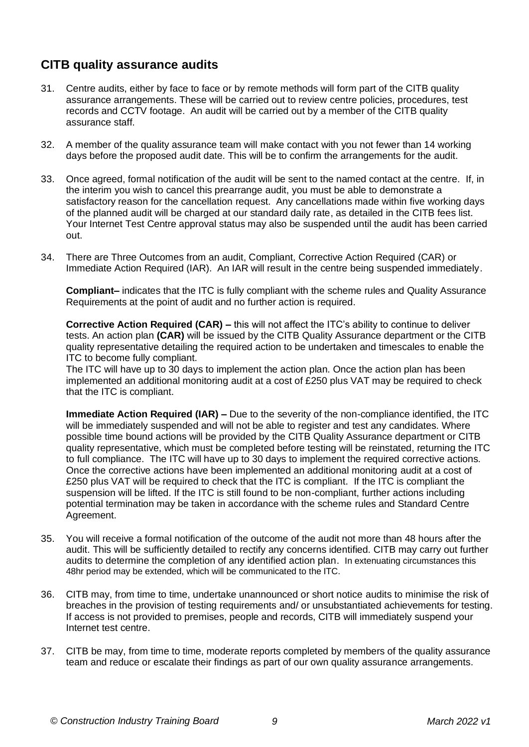## CITB quality assurance audits

31. Centre audits, either by face to face or by remote methods will form part of the CITB quality assurance arrangements. These will be carried out to review centre policies, procedures, test records and CCTV footage. An audit will be carried out by a member of the CITB quality assurance staff.

32. A member of the quality assurance team will make contact with you not fewer than 14 working days before the proposed audit date. This will be to confirm the arrangements for the audit.

33. Once agreed, formal notification of the audit will be sent to the named contact at the centre. If, in the interim you wish to cancel this prearrange audit, you must be able to demonstrate a satisfactory reason for the cancellation request. Any cancellations made within five working days of the planned audit will be charged at our standard daily rate, as detailed in the CITB fees list. Your Internet Test Centre approval status may also be suspended until the audit has been carried out.

34. There are Three Outcomes from an audit, Compliant, Corrective Action Required (CAR) or Immediate Action Required (IAR). An IAR will result in the centre being suspended immediately.

    **Compliant–** indicates that the ITC is fully compliant with the scheme rules and Quality Assurance Requirements at the point of audit and no further action is required.

    **Corrective Action Required (CAR) –** this will not affect the ITC's ability to continue to deliver tests. An action plan **(CAR)** will be issued by the CITB Quality Assurance department or the CITB quality representative detailing the required action to be undertaken and timescales to enable the ITC to become fully compliant.
    The ITC will have up to 30 days to implement the action plan. Once the action plan has been implemented an additional monitoring audit at a cost of £250 plus VAT may be required to check that the ITC is compliant.

    **Immediate Action Required (IAR) –** Due to the severity of the non-compliance identified, the ITC will be immediately suspended and will not be able to register and test any candidates. Where possible time bound actions will be provided by the CITB Quality Assurance department or CITB quality representative, which must be completed before testing will be reinstated, returning the ITC to full compliance. The ITC will have up to 30 days to implement the required corrective actions. Once the corrective actions have been implemented an additional monitoring audit at a cost of £250 plus VAT will be required to check that the ITC is compliant. If the ITC is compliant the suspension will be lifted. If the ITC is still found to be non-compliant, further actions including potential termination may be taken in accordance with the scheme rules and Standard Centre Agreement.

35. You will receive a formal notification of the outcome of the audit not more than 48 hours after the audit. This will be sufficiently detailed to rectify any concerns identified. CITB may carry out further audits to determine the completion of any identified action plan. In extenuating circumstances this 48hr period may be extended, which will be communicated to the ITC.

36. CITB may, from time to time, undertake unannounced or short notice audits to minimise the risk of breaches in the provision of testing requirements and/ or unsubstantiated achievements for testing. If access is not provided to premises, people and records, CITB will immediately suspend your Internet test centre.

37. CITB be may, from time to time, moderate reports completed by members of the quality assurance team and reduce or escalate their findings as part of our own quality assurance arrangements.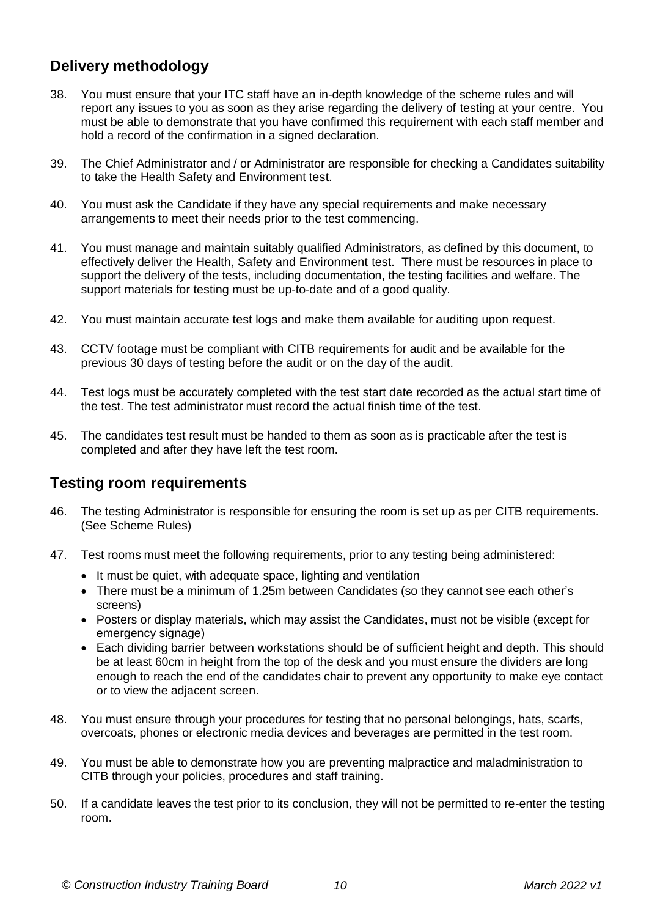## Delivery methodology

38. You must ensure that your ITC staff have an in-depth knowledge of the scheme rules and will report any issues to you as soon as they arise regarding the delivery of testing at your centre. You must be able to demonstrate that you have confirmed this requirement with each staff member and hold a record of the confirmation in a signed declaration.

39. The Chief Administrator and / or Administrator are responsible for checking a Candidates suitability to take the Health Safety and Environment test.

40. You must ask the Candidate if they have any special requirements and make necessary arrangements to meet their needs prior to the test commencing.

41. You must manage and maintain suitably qualified Administrators, as defined by this document, to effectively deliver the Health, Safety and Environment test. There must be resources in place to support the delivery of the tests, including documentation, the testing facilities and welfare. The support materials for testing must be up-to-date and of a good quality.

42. You must maintain accurate test logs and make them available for auditing upon request.

43. CCTV footage must be compliant with CITB requirements for audit and be available for the previous 30 days of testing before the audit or on the day of the audit.

44. Test logs must be accurately completed with the test start date recorded as the actual start time of the test. The test administrator must record the actual finish time of the test.

45. The candidates test result must be handed to them as soon as is practicable after the test is completed and after they have left the test room.

## Testing room requirements

46. The testing Administrator is responsible for ensuring the room is set up as per CITB requirements. (See Scheme Rules)

47. Test rooms must meet the following requirements, prior to any testing being administered:
    - It must be quiet, with adequate space, lighting and ventilation
    - There must be a minimum of 1.25m between Candidates (so they cannot see each other's screens)
    - Posters or display materials, which may assist the Candidates, must not be visible (except for emergency signage)
    - Each dividing barrier between workstations should be of sufficient height and depth. This should be at least 60cm in height from the top of the desk and you must ensure the dividers are long enough to reach the end of the candidates chair to prevent any opportunity to make eye contact or to view the adjacent screen.

48. You must ensure through your procedures for testing that no personal belongings, hats, scarfs, overcoats, phones or electronic media devices and beverages are permitted in the test room.

49. You must be able to demonstrate how you are preventing malpractice and maladministration to CITB through your policies, procedures and staff training.

50. If a candidate leaves the test prior to its conclusion, they will not be permitted to re-enter the testing room.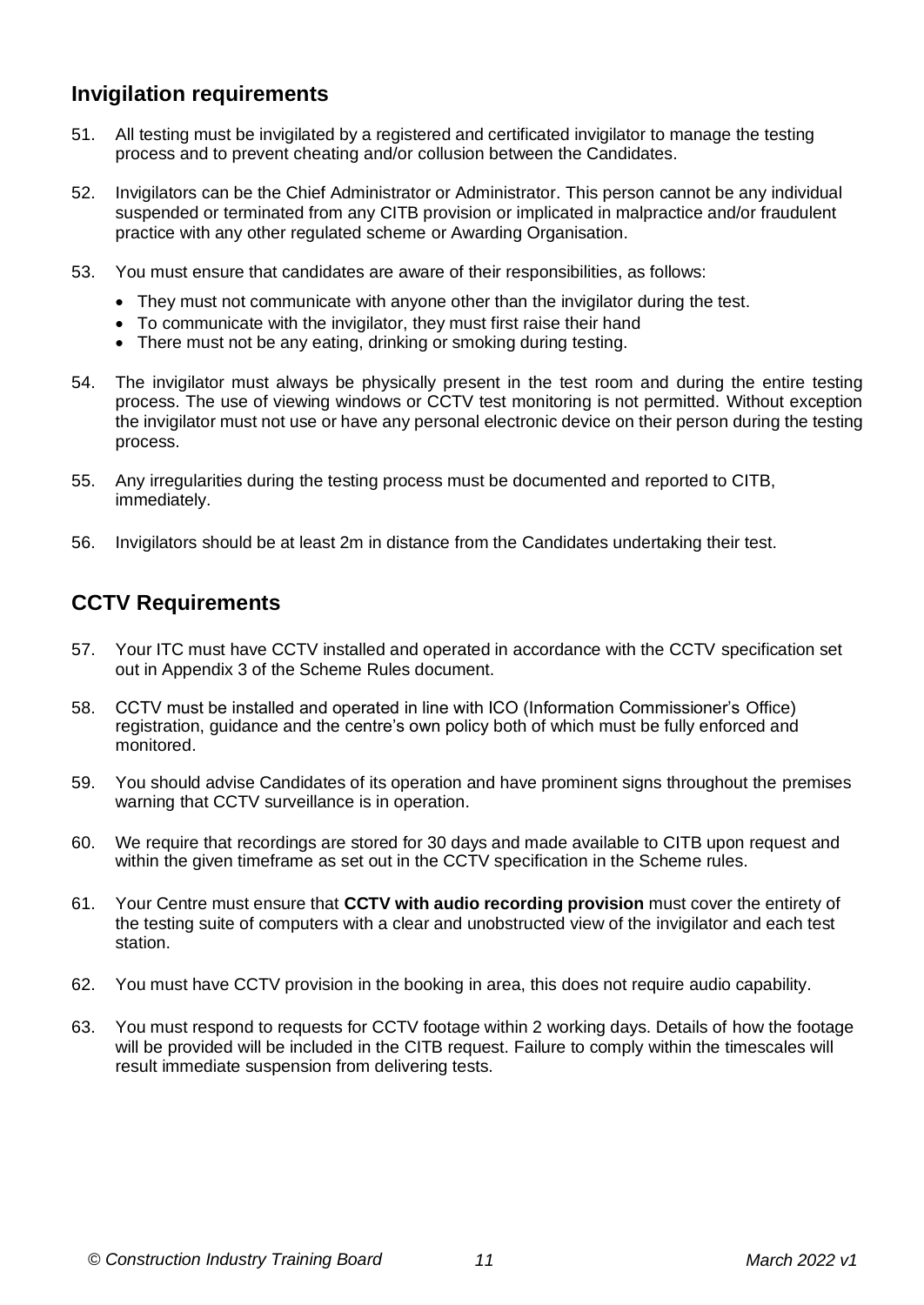## Invigilation requirements

51. All testing must be invigilated by a registered and certificated invigilator to manage the testing process and to prevent cheating and/or collusion between the Candidates.

52. Invigilators can be the Chief Administrator or Administrator. This person cannot be any individual suspended or terminated from any CITB provision or implicated in malpractice and/or fraudulent practice with any other regulated scheme or Awarding Organisation.

53. You must ensure that candidates are aware of their responsibilities, as follows:
    - They must not communicate with anyone other than the invigilator during the test.
    - To communicate with the invigilator, they must first raise their hand
    - There must not be any eating, drinking or smoking during testing.

54. The invigilator must always be physically present in the test room and during the entire testing process. The use of viewing windows or CCTV test monitoring is not permitted. Without exception the invigilator must not use or have any personal electronic device on their person during the testing process.

55. Any irregularities during the testing process must be documented and reported to CITB, immediately.

56. Invigilators should be at least 2m in distance from the Candidates undertaking their test.

## CCTV Requirements

57. Your ITC must have CCTV installed and operated in accordance with the CCTV specification set out in Appendix 3 of the Scheme Rules document.

58. CCTV must be installed and operated in line with ICO (Information Commissioner's Office) registration, guidance and the centre's own policy both of which must be fully enforced and monitored.

59. You should advise Candidates of its operation and have prominent signs throughout the premises warning that CCTV surveillance is in operation.

60. We require that recordings are stored for 30 days and made available to CITB upon request and within the given timeframe as set out in the CCTV specification in the Scheme rules.

61. Your Centre must ensure that **CCTV with audio recording provision** must cover the entirety of the testing suite of computers with a clear and unobstructed view of the invigilator and each test station.

62. You must have CCTV provision in the booking in area, this does not require audio capability.

63. You must respond to requests for CCTV footage within 2 working days. Details of how the footage will be provided will be included in the CITB request. Failure to comply within the timescales will result immediate suspension from delivering tests.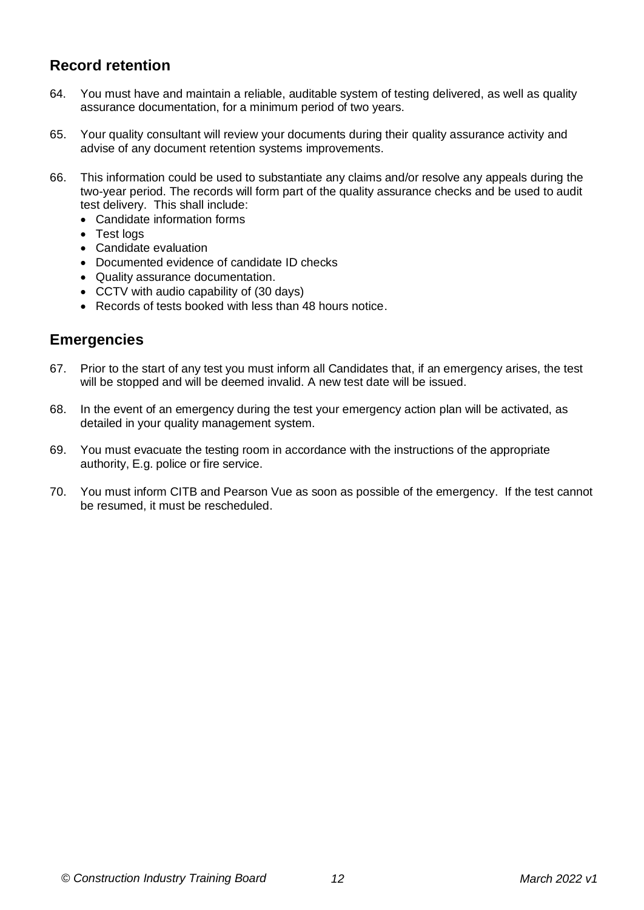## Record retention

64. You must have and maintain a reliable, auditable system of testing delivered, as well as quality assurance documentation, for a minimum period of two years.

65. Your quality consultant will review your documents during their quality assurance activity and advise of any document retention systems improvements.

66. This information could be used to substantiate any claims and/or resolve any appeals during the two-year period. The records will form part of the quality assurance checks and be used to audit test delivery. This shall include:
    - Candidate information forms
    - Test logs
    - Candidate evaluation
    - Documented evidence of candidate ID checks
    - Quality assurance documentation.
    - CCTV with audio capability of (30 days)
    - Records of tests booked with less than 48 hours notice.

## Emergencies

67. Prior to the start of any test you must inform all Candidates that, if an emergency arises, the test will be stopped and will be deemed invalid. A new test date will be issued.

68. In the event of an emergency during the test your emergency action plan will be activated, as detailed in your quality management system.

69. You must evacuate the testing room in accordance with the instructions of the appropriate authority, E.g. police or fire service.

70. You must inform CITB and Pearson Vue as soon as possible of the emergency. If the test cannot be resumed, it must be rescheduled.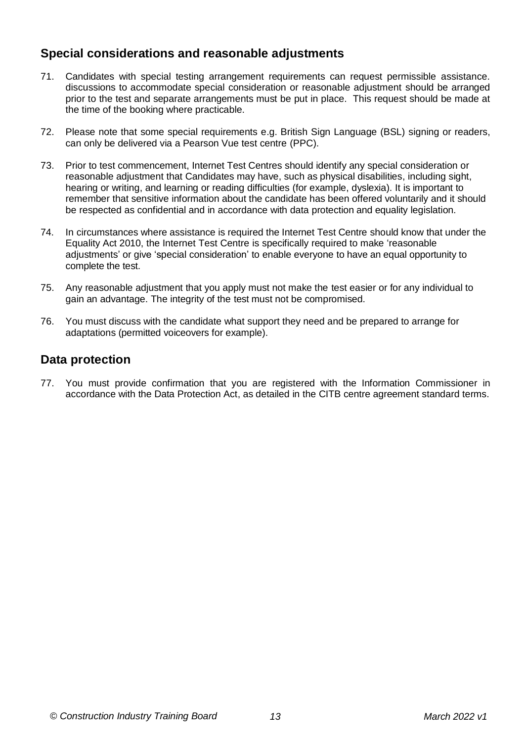## Special considerations and reasonable adjustments

71. Candidates with special testing arrangement requirements can request permissible assistance. discussions to accommodate special consideration or reasonable adjustment should be arranged prior to the test and separate arrangements must be put in place. This request should be made at the time of the booking where practicable.

72. Please note that some special requirements e.g. British Sign Language (BSL) signing or readers, can only be delivered via a Pearson Vue test centre (PPC).

73. Prior to test commencement, Internet Test Centres should identify any special consideration or reasonable adjustment that Candidates may have, such as physical disabilities, including sight, hearing or writing, and learning or reading difficulties (for example, dyslexia). It is important to remember that sensitive information about the candidate has been offered voluntarily and it should be respected as confidential and in accordance with data protection and equality legislation.

74. In circumstances where assistance is required the Internet Test Centre should know that under the Equality Act 2010, the Internet Test Centre is specifically required to make 'reasonable adjustments' or give 'special consideration' to enable everyone to have an equal opportunity to complete the test.

75. Any reasonable adjustment that you apply must not make the test easier or for any individual to gain an advantage. The integrity of the test must not be compromised.

76. You must discuss with the candidate what support they need and be prepared to arrange for adaptations (permitted voiceovers for example).

## Data protection

77. You must provide confirmation that you are registered with the Information Commissioner in accordance with the Data Protection Act, as detailed in the CITB centre agreement standard terms.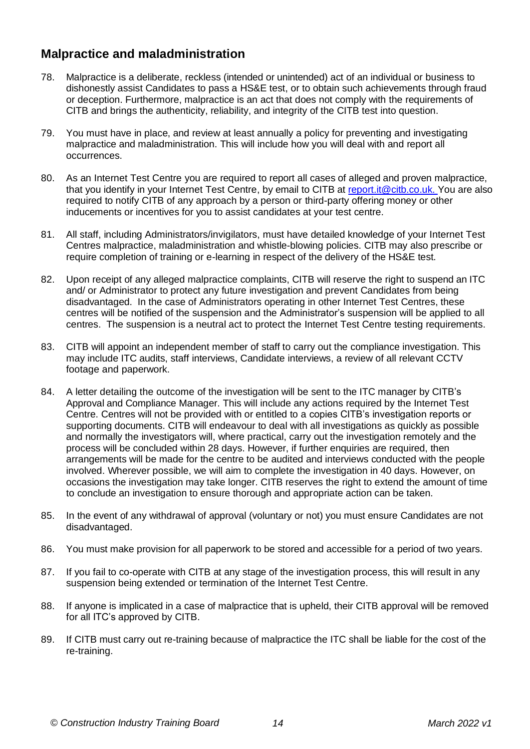## Malpractice and maladministration

78. Malpractice is a deliberate, reckless (intended or unintended) act of an individual or business to dishonestly assist Candidates to pass a HS&E test, or to obtain such achievements through fraud or deception. Furthermore, malpractice is an act that does not comply with the requirements of CITB and brings the authenticity, reliability, and integrity of the CITB test into question.

79. You must have in place, and review at least annually a policy for preventing and investigating malpractice and maladministration. This will include how you will deal with and report all occurrences.

80. As an Internet Test Centre you are required to report all cases of alleged and proven malpractice, that you identify in your Internet Test Centre, by email to CITB at report.it@citb.co.uk. You are also required to notify CITB of any approach by a person or third-party offering money or other inducements or incentives for you to assist candidates at your test centre.

81. All staff, including Administrators/invigilators, must have detailed knowledge of your Internet Test Centres malpractice, maladministration and whistle-blowing policies. CITB may also prescribe or require completion of training or e-learning in respect of the delivery of the HS&E test.

82. Upon receipt of any alleged malpractice complaints, CITB will reserve the right to suspend an ITC and/ or Administrator to protect any future investigation and prevent Candidates from being disadvantaged. In the case of Administrators operating in other Internet Test Centres, these centres will be notified of the suspension and the Administrator's suspension will be applied to all centres. The suspension is a neutral act to protect the Internet Test Centre testing requirements.

83. CITB will appoint an independent member of staff to carry out the compliance investigation. This may include ITC audits, staff interviews, Candidate interviews, a review of all relevant CCTV footage and paperwork.

84. A letter detailing the outcome of the investigation will be sent to the ITC manager by CITB's Approval and Compliance Manager. This will include any actions required by the Internet Test Centre. Centres will not be provided with or entitled to a copies CITB's investigation reports or supporting documents. CITB will endeavour to deal with all investigations as quickly as possible and normally the investigators will, where practical, carry out the investigation remotely and the process will be concluded within 28 days. However, if further enquiries are required, then arrangements will be made for the centre to be audited and interviews conducted with the people involved. Wherever possible, we will aim to complete the investigation in 40 days. However, on occasions the investigation may take longer. CITB reserves the right to extend the amount of time to conclude an investigation to ensure thorough and appropriate action can be taken.

85. In the event of any withdrawal of approval (voluntary or not) you must ensure Candidates are not disadvantaged.

86. You must make provision for all paperwork to be stored and accessible for a period of two years.

87. If you fail to co-operate with CITB at any stage of the investigation process, this will result in any suspension being extended or termination of the Internet Test Centre.

88. If anyone is implicated in a case of malpractice that is upheld, their CITB approval will be removed for all ITC's approved by CITB.

89. If CITB must carry out re-training because of malpractice the ITC shall be liable for the cost of the re-training.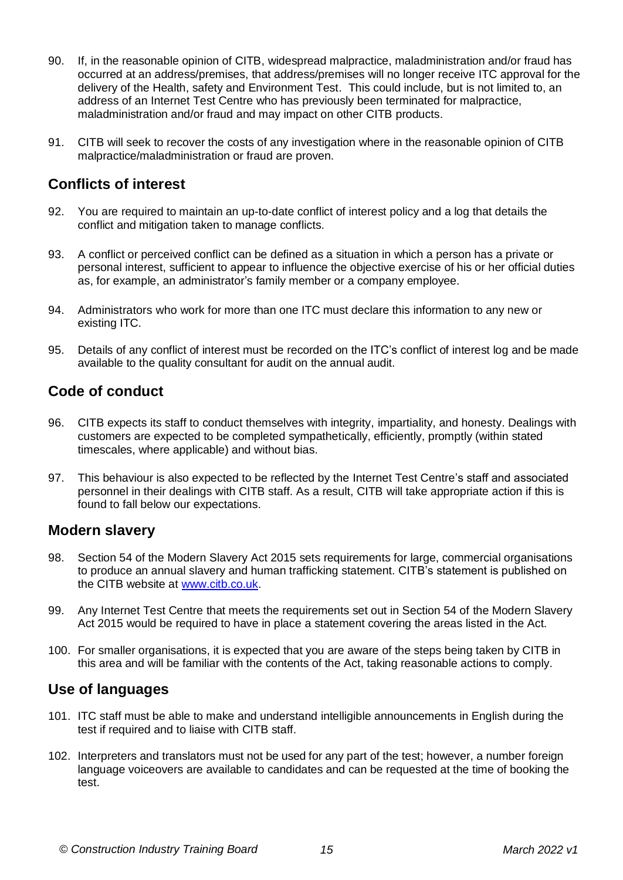90. If, in the reasonable opinion of CITB, widespread malpractice, maladministration and/or fraud has occurred at an address/premises, that address/premises will no longer receive ITC approval for the delivery of the Health, safety and Environment Test. This could include, but is not limited to, an address of an Internet Test Centre who has previously been terminated for malpractice, maladministration and/or fraud and may impact on other CITB products.

91. CITB will seek to recover the costs of any investigation where in the reasonable opinion of CITB malpractice/maladministration or fraud are proven.

## Conflicts of interest

92. You are required to maintain an up-to-date conflict of interest policy and a log that details the conflict and mitigation taken to manage conflicts.

93. A conflict or perceived conflict can be defined as a situation in which a person has a private or personal interest, sufficient to appear to influence the objective exercise of his or her official duties as, for example, an administrator's family member or a company employee.

94. Administrators who work for more than one ITC must declare this information to any new or existing ITC.

95. Details of any conflict of interest must be recorded on the ITC's conflict of interest log and be made available to the quality consultant for audit on the annual audit.

## Code of conduct

96. CITB expects its staff to conduct themselves with integrity, impartiality, and honesty. Dealings with customers are expected to be completed sympathetically, efficiently, promptly (within stated timescales, where applicable) and without bias.

97. This behaviour is also expected to be reflected by the Internet Test Centre's staff and associated personnel in their dealings with CITB staff. As a result, CITB will take appropriate action if this is found to fall below our expectations.

## Modern slavery

98. Section 54 of the Modern Slavery Act 2015 sets requirements for large, commercial organisations to produce an annual slavery and human trafficking statement. CITB's statement is published on the CITB website at [www.citb.co.uk](http://www.citb.co.uk).

99. Any Internet Test Centre that meets the requirements set out in Section 54 of the Modern Slavery Act 2015 would be required to have in place a statement covering the areas listed in the Act.

100. For smaller organisations, it is expected that you are aware of the steps being taken by CITB in this area and will be familiar with the contents of the Act, taking reasonable actions to comply.

## Use of languages

101. ITC staff must be able to make and understand intelligible announcements in English during the test if required and to liaise with CITB staff.

102. Interpreters and translators must not be used for any part of the test; however, a number foreign language voiceovers are available to candidates and can be requested at the time of booking the test.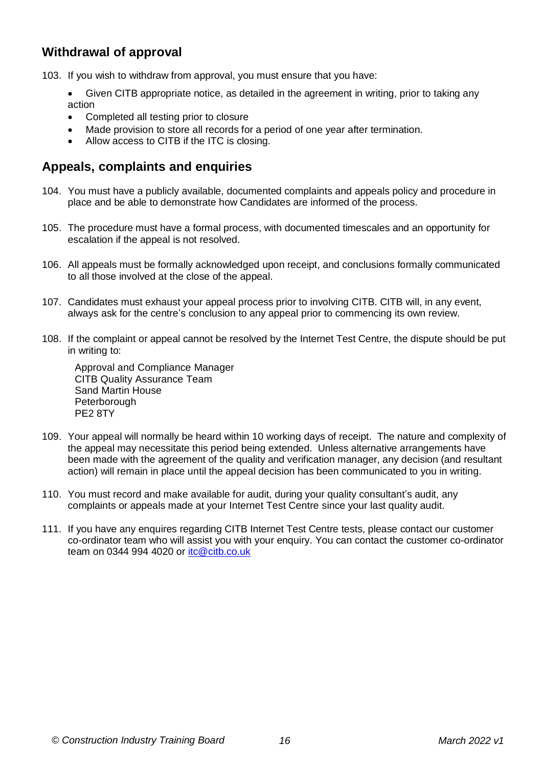## Withdrawal of approval

103. If you wish to withdraw from approval, you must ensure that you have:

- Given CITB appropriate notice, as detailed in the agreement in writing, prior to taking any action
- Completed all testing prior to closure
- Made provision to store all records for a period of one year after termination.
- Allow access to CITB if the ITC is closing.

## Appeals, complaints and enquiries

104. You must have a publicly available, documented complaints and appeals policy and procedure in place and be able to demonstrate how Candidates are informed of the process.

105. The procedure must have a formal process, with documented timescales and an opportunity for escalation if the appeal is not resolved.

106. All appeals must be formally acknowledged upon receipt, and conclusions formally communicated to all those involved at the close of the appeal.

107. Candidates must exhaust your appeal process prior to involving CITB. CITB will, in any event, always ask for the centre's conclusion to any appeal prior to commencing its own review.

108. If the complaint or appeal cannot be resolved by the Internet Test Centre, the dispute should be put in writing to:

    Approval and Compliance Manager
    CITB Quality Assurance Team
    Sand Martin House
    Peterborough
    PE2 8TY

109. Your appeal will normally be heard within 10 working days of receipt. The nature and complexity of the appeal may necessitate this period being extended. Unless alternative arrangements have been made with the agreement of the quality and verification manager, any decision (and resultant action) will remain in place until the appeal decision has been communicated to you in writing.

110. You must record and make available for audit, during your quality consultant's audit, any complaints or appeals made at your Internet Test Centre since your last quality audit.

111. If you have any enquires regarding CITB Internet Test Centre tests, please contact our customer co-ordinator team who will assist you with your enquiry. You can contact the customer co-ordinator team on 0344 994 4020 or itc@citb.co.uk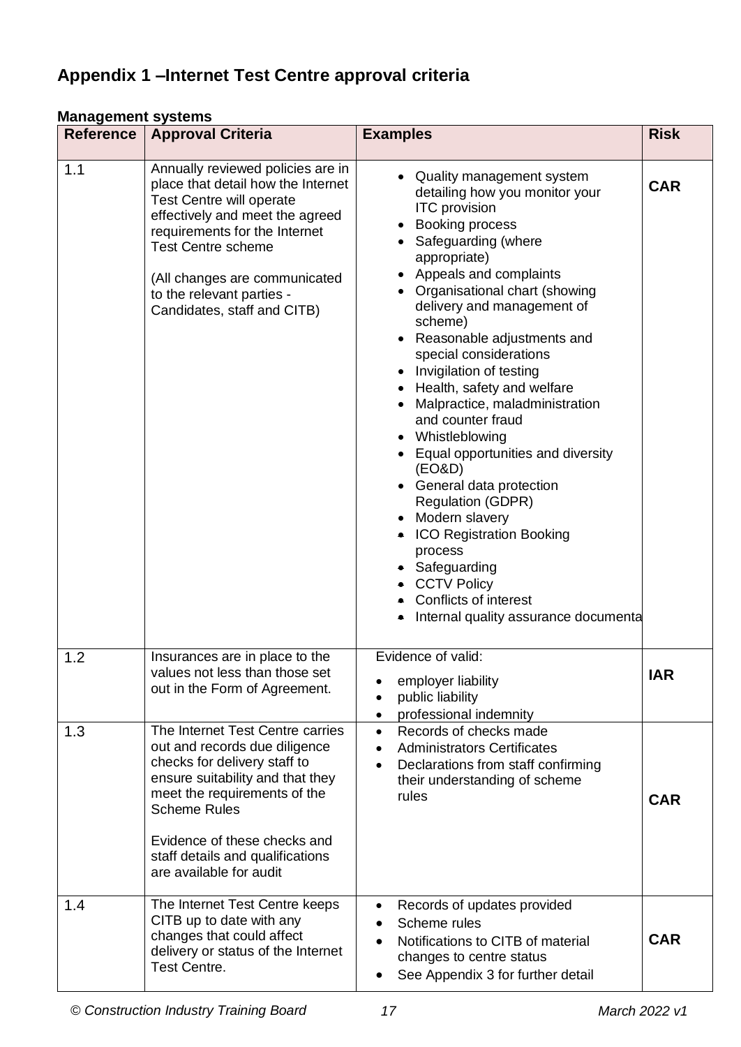## Appendix 1 –Internet Test Centre approval criteria

**Management systems**

| Reference | Approval Criteria | Examples | Risk |
|---|---|---|---|
| 1.1 | Annually reviewed policies are in place that detail how the Internet Test Centre will operate effectively and meet the agreed requirements for the Internet Test Centre scheme<br><br>(All changes are communicated to the relevant parties - Candidates, staff and CITB) | • Quality management system detailing how you monitor your ITC provision<br>• Booking process<br>• Safeguarding (where appropriate)<br>• Appeals and complaints<br>• Organisational chart (showing delivery and management of scheme)<br>• Reasonable adjustments and special considerations<br>• Invigilation of testing<br>• Health, safety and welfare<br>• Malpractice, maladministration and counter fraud<br>• Whistleblowing<br>• Equal opportunities and diversity (EO&D)<br>• General data protection Regulation (GDPR)<br>• Modern slavery<br>• ICO Registration Booking process<br>• Safeguarding<br>• CCTV Policy<br>• Conflicts of interest<br>• Internal quality assurance documenta | **CAR** |
| 1.2 | Insurances are in place to the values not less than those set out in the Form of Agreement. | Evidence of valid:<br>• employer liability<br>• public liability<br>• professional indemnity | **IAR** |
| 1.3 | The Internet Test Centre carries out and records due diligence checks for delivery staff to ensure suitability and that they meet the requirements of the Scheme Rules<br><br>Evidence of these checks and staff details and qualifications are available for audit | • Records of checks made<br>• Administrators Certificates<br>• Declarations from staff confirming their understanding of scheme rules | **CAR** |
| 1.4 | The Internet Test Centre keeps CITB up to date with any changes that could affect delivery or status of the Internet Test Centre. | • Records of updates provided<br>• Scheme rules<br>• Notifications to CITB of material changes to centre status<br>• See Appendix 3 for further detail | **CAR** |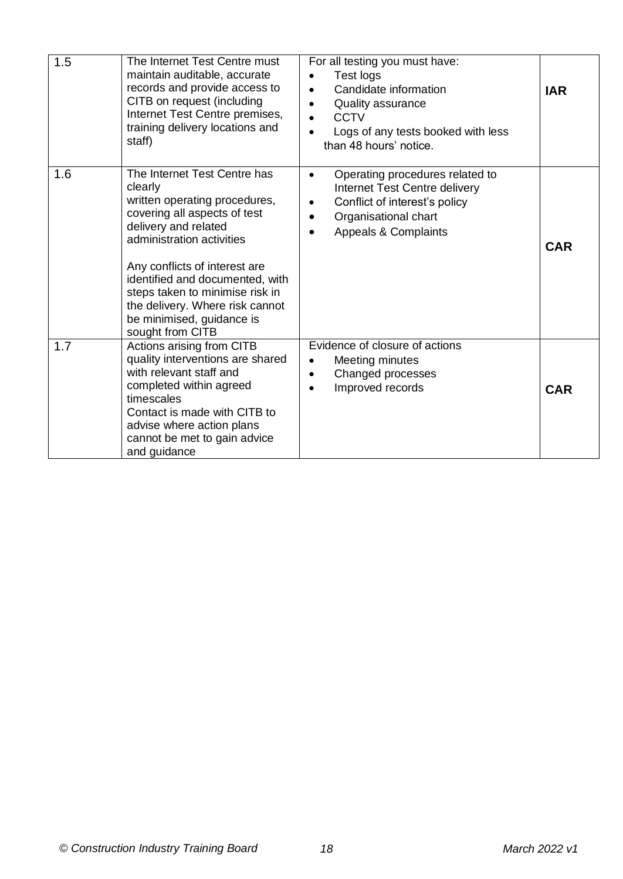| | | | |
|---|---|---|---|
| 1.5 | The Internet Test Centre must maintain auditable, accurate records and provide access to CITB on request (including Internet Test Centre premises, training delivery locations and staff) | For all testing you must have:<br>• Test logs<br>• Candidate information<br>• Quality assurance<br>• CCTV<br>• Logs of any tests booked with less than 48 hours' notice. | **IAR** |
| 1.6 | The Internet Test Centre has clearly written operating procedures, covering all aspects of test delivery and related administration activities<br><br>Any conflicts of interest are identified and documented, with steps taken to minimise risk in the delivery. Where risk cannot be minimised, guidance is sought from CITB | • Operating procedures related to Internet Test Centre delivery<br>• Conflict of interest's policy<br>• Organisational chart<br>• Appeals & Complaints | **CAR** |
| 1.7 | Actions arising from CITB quality interventions are shared with relevant staff and completed within agreed timescales<br>Contact is made with CITB to advise where action plans cannot be met to gain advice and guidance | Evidence of closure of actions<br>• Meeting minutes<br>• Changed processes<br>• Improved records | **CAR** |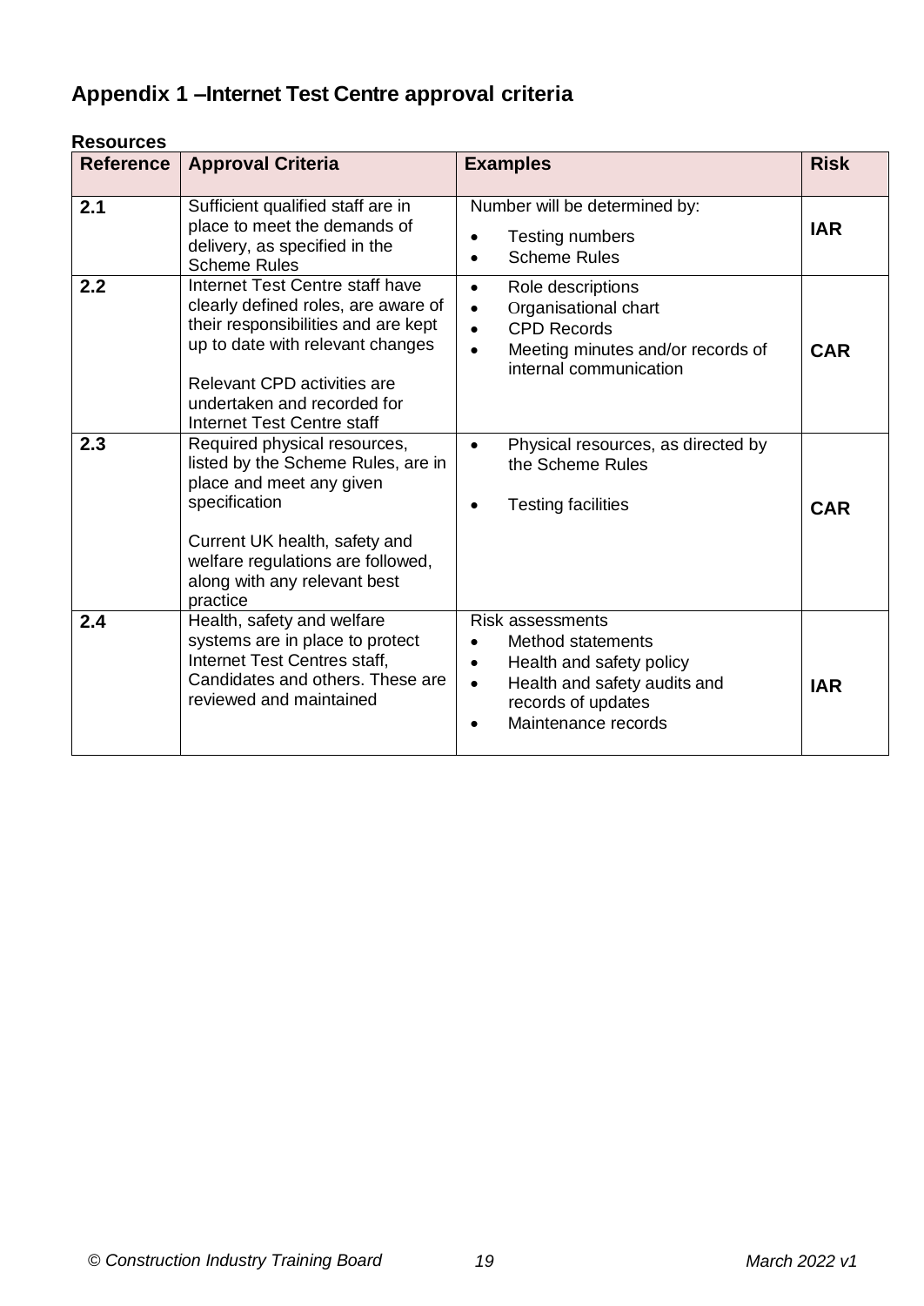## Appendix 1 –Internet Test Centre approval criteria

**Resources**

| Reference | Approval Criteria | Examples | Risk |
|---|---|---|---|
| **2.1** | Sufficient qualified staff are in place to meet the demands of delivery, as specified in the Scheme Rules | Number will be determined by:<br>• Testing numbers<br>• Scheme Rules | **IAR** |
| **2.2** | Internet Test Centre staff have clearly defined roles, are aware of their responsibilities and are kept up to date with relevant changes<br><br>Relevant CPD activities are undertaken and recorded for Internet Test Centre staff | • Role descriptions<br>• Organisational chart<br>• CPD Records<br>• Meeting minutes and/or records of internal communication | **CAR** |
| **2.3** | Required physical resources, listed by the Scheme Rules, are in place and meet any given specification<br><br>Current UK health, safety and welfare regulations are followed, along with any relevant best practice | • Physical resources, as directed by the Scheme Rules<br><br>• Testing facilities | **CAR** |
| **2.4** | Health, safety and welfare systems are in place to protect Internet Test Centres staff, Candidates and others. These are reviewed and maintained | Risk assessments<br>• Method statements<br>• Health and safety policy<br>• Health and safety audits and records of updates<br>• Maintenance records | **IAR** |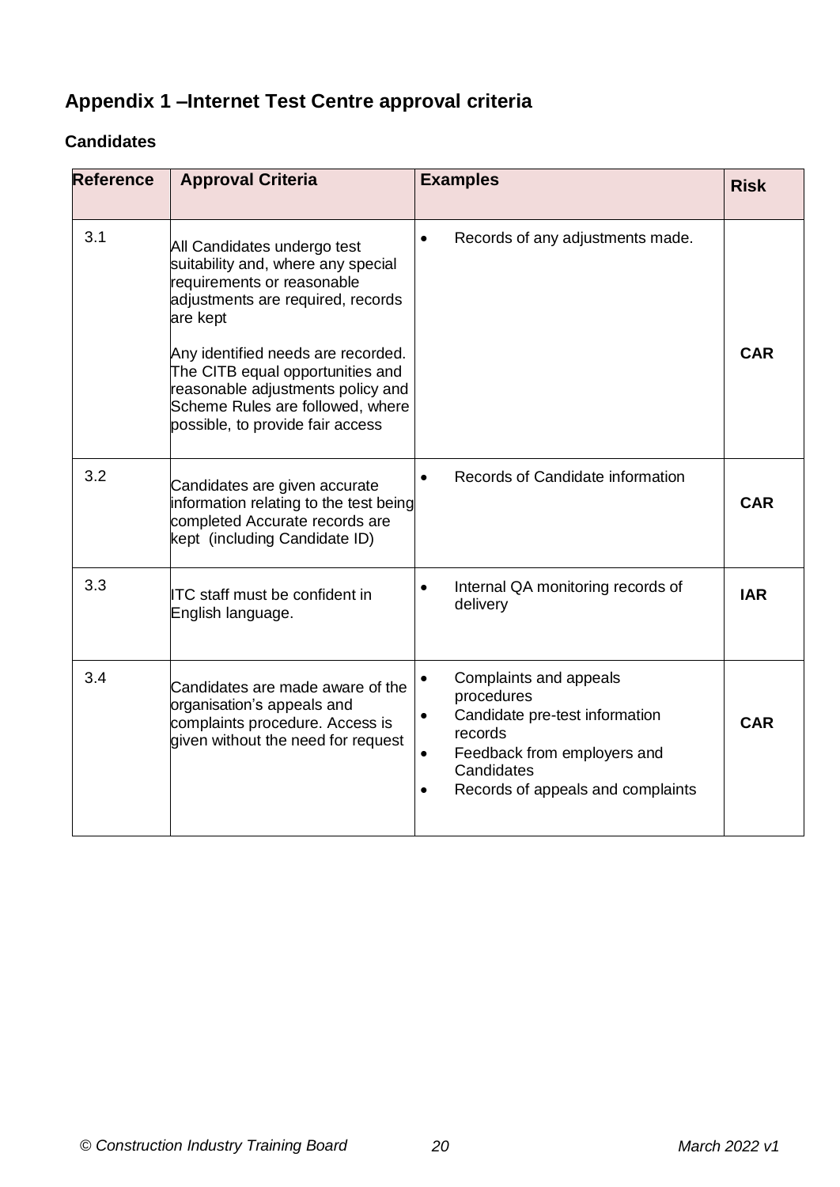## Appendix 1 –Internet Test Centre approval criteria

### Candidates

| Reference | Approval Criteria | Examples | Risk |
|---|---|---|---|
| 3.1 | All Candidates undergo test suitability and, where any special requirements or reasonable adjustments are required, records are kept<br><br>Any identified needs are recorded. The CITB equal opportunities and reasonable adjustments policy and Scheme Rules are followed, where possible, to provide fair access | • Records of any adjustments made. | **CAR** |
| 3.2 | Candidates are given accurate information relating to the test being completed Accurate records are kept (including Candidate ID) | • Records of Candidate information | **CAR** |
| 3.3 | ITC staff must be confident in English language. | • Internal QA monitoring records of delivery | **IAR** |
| 3.4 | Candidates are made aware of the organisation's appeals and complaints procedure. Access is given without the need for request | • Complaints and appeals procedures<br>• Candidate pre-test information records<br>• Feedback from employers and Candidates<br>• Records of appeals and complaints | **CAR** |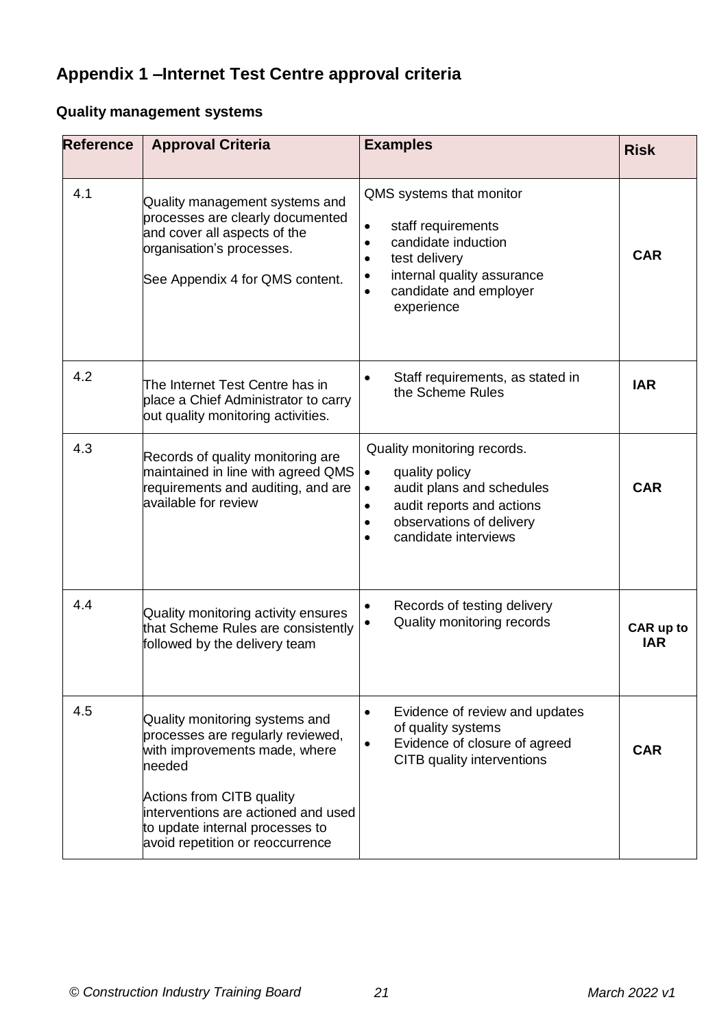## Appendix 1 –Internet Test Centre approval criteria

### Quality management systems

| Reference | Approval Criteria | Examples | Risk |
|---|---|---|---|
| 4.1 | Quality management systems and processes are clearly documented and cover all aspects of the organisation's processes.<br><br>See Appendix 4 for QMS content. | QMS systems that monitor<br>• staff requirements<br>• candidate induction<br>• test delivery<br>• internal quality assurance<br>• candidate and employer experience | **CAR** |
| 4.2 | The Internet Test Centre has in place a Chief Administrator to carry out quality monitoring activities. | • Staff requirements, as stated in the Scheme Rules | **IAR** |
| 4.3 | Records of quality monitoring are maintained in line with agreed QMS requirements and auditing, and are available for review | Quality monitoring records.<br>• quality policy<br>• audit plans and schedules<br>• audit reports and actions<br>• observations of delivery<br>• candidate interviews | **CAR** |
| 4.4 | Quality monitoring activity ensures that Scheme Rules are consistently followed by the delivery team | • Records of testing delivery<br>• Quality monitoring records | **CAR up to IAR** |
| 4.5 | Quality monitoring systems and processes are regularly reviewed, with improvements made, where needed<br><br>Actions from CITB quality interventions are actioned and used to update internal processes to avoid repetition or reoccurrence | • Evidence of review and updates of quality systems<br>• Evidence of closure of agreed CITB quality interventions | **CAR** |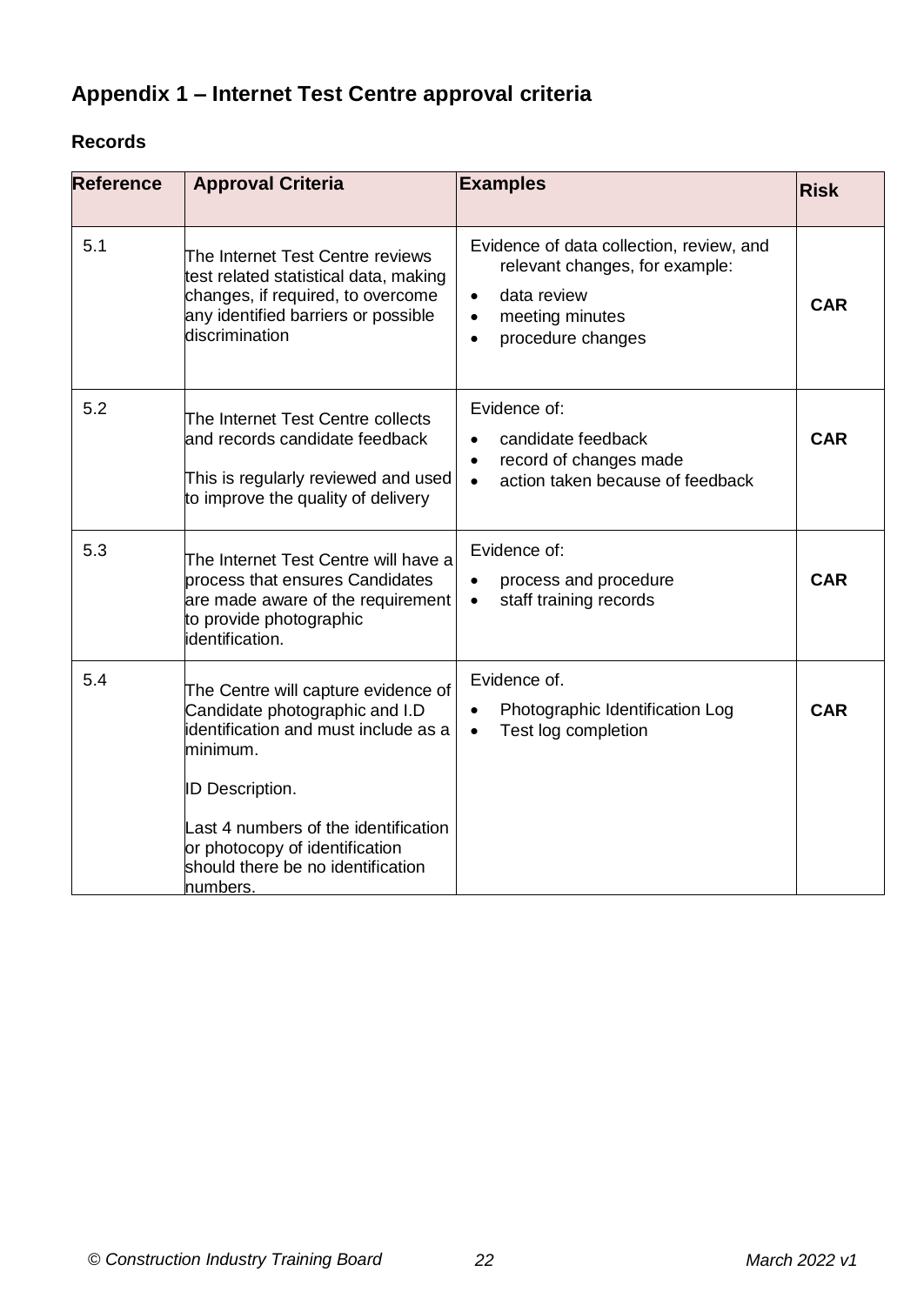## Appendix 1 – Internet Test Centre approval criteria

### Records

| Reference | Approval Criteria | Examples | Risk |
|---|---|---|---|
| 5.1 | The Internet Test Centre reviews test related statistical data, making changes, if required, to overcome any identified barriers or possible discrimination | Evidence of data collection, review, and relevant changes, for example:<br>• data review<br>• meeting minutes<br>• procedure changes | CAR |
| 5.2 | The Internet Test Centre collects and records candidate feedback<br><br>This is regularly reviewed and used to improve the quality of delivery | Evidence of:<br>• candidate feedback<br>• record of changes made<br>• action taken because of feedback | CAR |
| 5.3 | The Internet Test Centre will have a process that ensures Candidates are made aware of the requirement to provide photographic identification. | Evidence of:<br>• process and procedure<br>• staff training records | CAR |
| 5.4 | The Centre will capture evidence of Candidate photographic and I.D identification and must include as a minimum.<br><br>ID Description.<br><br>Last 4 numbers of the identification or photocopy of identification should there be no identification numbers. | Evidence of.<br>• Photographic Identification Log<br>• Test log completion | CAR |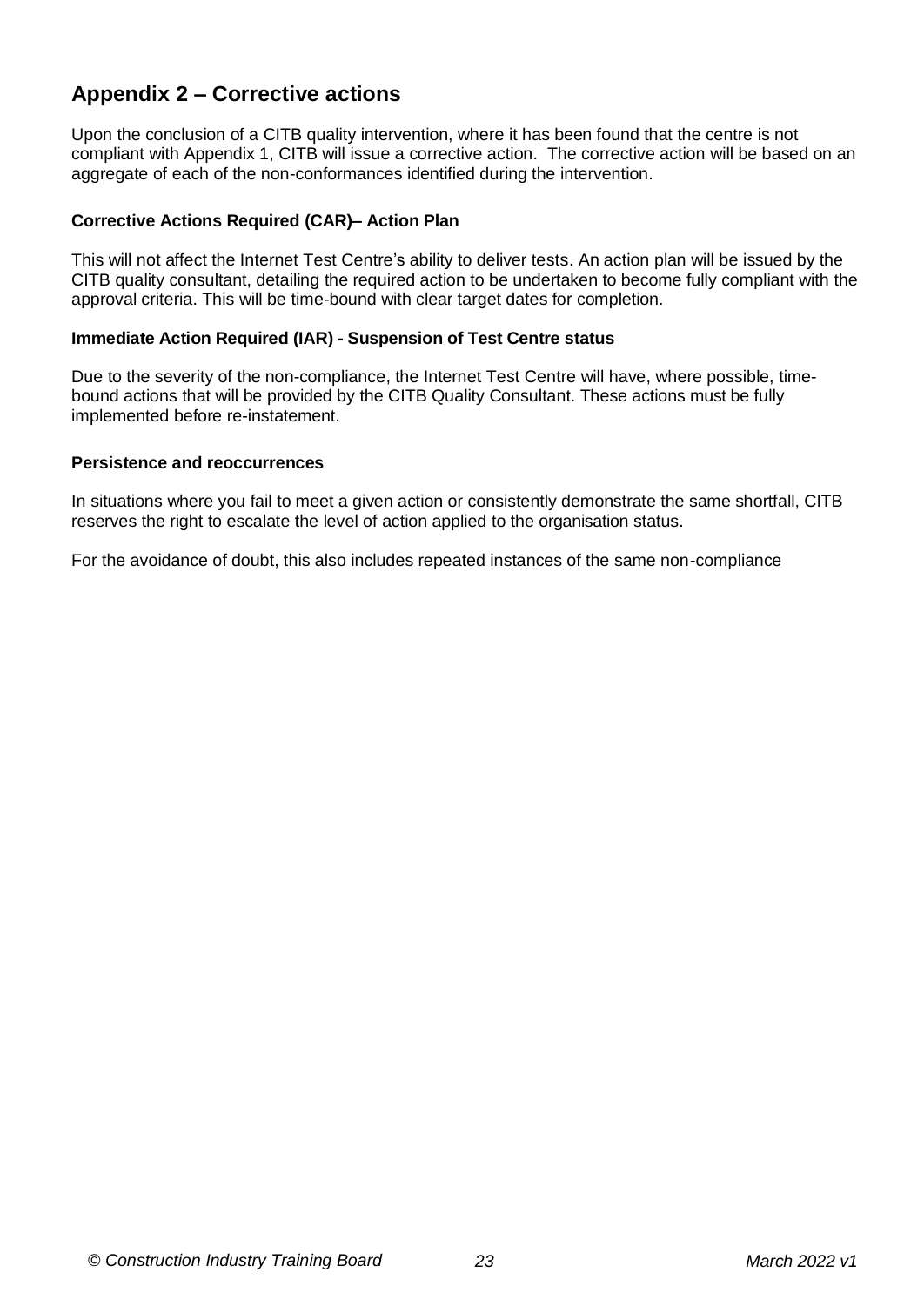## Appendix 2 – Corrective actions

Upon the conclusion of a CITB quality intervention, where it has been found that the centre is not compliant with Appendix 1, CITB will issue a corrective action. The corrective action will be based on an aggregate of each of the non-conformances identified during the intervention.

**Corrective Actions Required (CAR)– Action Plan**

This will not affect the Internet Test Centre's ability to deliver tests. An action plan will be issued by the CITB quality consultant, detailing the required action to be undertaken to become fully compliant with the approval criteria. This will be time-bound with clear target dates for completion.

**Immediate Action Required (IAR) - Suspension of Test Centre status**

Due to the severity of the non-compliance, the Internet Test Centre will have, where possible, time-bound actions that will be provided by the CITB Quality Consultant. These actions must be fully implemented before re-instatement.

**Persistence and reoccurrences**

In situations where you fail to meet a given action or consistently demonstrate the same shortfall, CITB reserves the right to escalate the level of action applied to the organisation status.

For the avoidance of doubt, this also includes repeated instances of the same non-compliance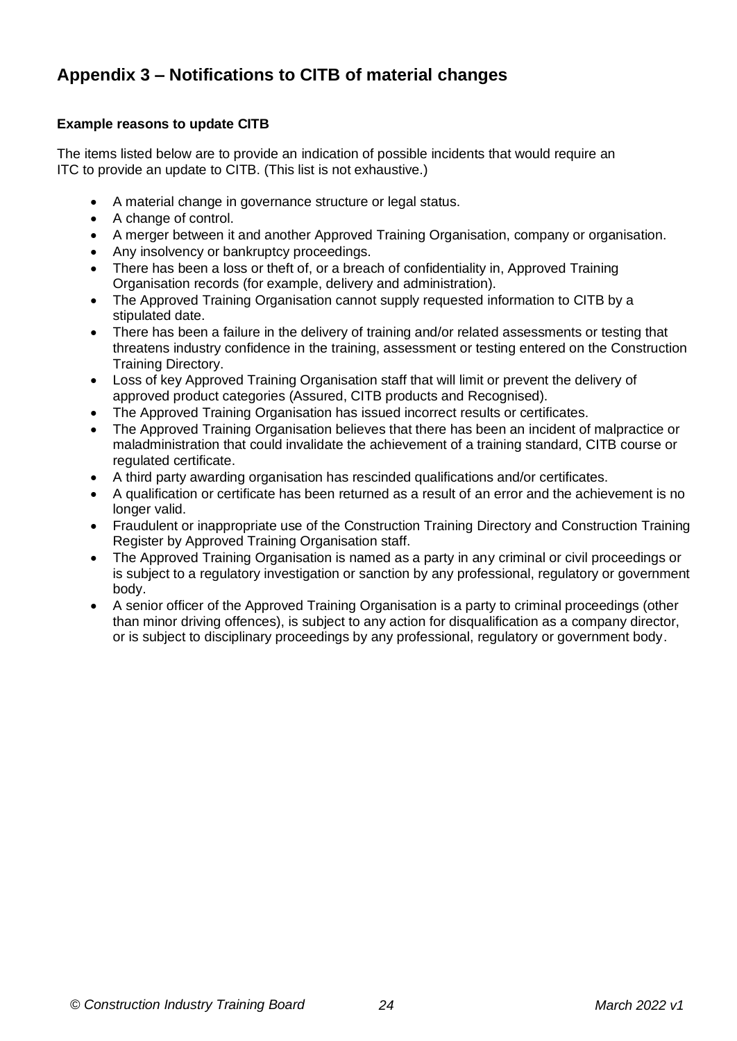## Appendix 3 – Notifications to CITB of material changes

**Example reasons to update CITB**

The items listed below are to provide an indication of possible incidents that would require an ITC to provide an update to CITB. (This list is not exhaustive.)

- A material change in governance structure or legal status.
- A change of control.
- A merger between it and another Approved Training Organisation, company or organisation.
- Any insolvency or bankruptcy proceedings.
- There has been a loss or theft of, or a breach of confidentiality in, Approved Training Organisation records (for example, delivery and administration).
- The Approved Training Organisation cannot supply requested information to CITB by a stipulated date.
- There has been a failure in the delivery of training and/or related assessments or testing that threatens industry confidence in the training, assessment or testing entered on the Construction Training Directory.
- Loss of key Approved Training Organisation staff that will limit or prevent the delivery of approved product categories (Assured, CITB products and Recognised).
- The Approved Training Organisation has issued incorrect results or certificates.
- The Approved Training Organisation believes that there has been an incident of malpractice or maladministration that could invalidate the achievement of a training standard, CITB course or regulated certificate.
- A third party awarding organisation has rescinded qualifications and/or certificates.
- A qualification or certificate has been returned as a result of an error and the achievement is no longer valid.
- Fraudulent or inappropriate use of the Construction Training Directory and Construction Training Register by Approved Training Organisation staff.
- The Approved Training Organisation is named as a party in any criminal or civil proceedings or is subject to a regulatory investigation or sanction by any professional, regulatory or government body.
- A senior officer of the Approved Training Organisation is a party to criminal proceedings (other than minor driving offences), is subject to any action for disqualification as a company director, or is subject to disciplinary proceedings by any professional, regulatory or government body.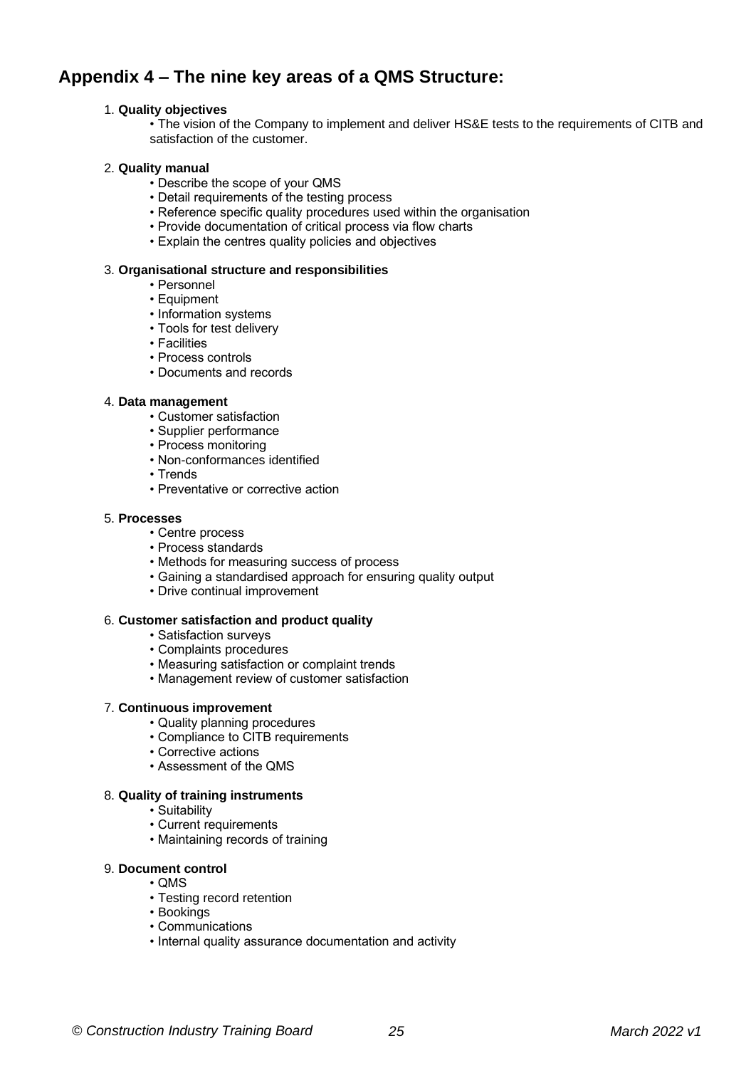## Appendix 4 – The nine key areas of a QMS Structure:

1. **Quality objectives**
   - The vision of the Company to implement and deliver HS&E tests to the requirements of CITB and satisfaction of the customer.

2. **Quality manual**
   - Describe the scope of your QMS
   - Detail requirements of the testing process
   - Reference specific quality procedures used within the organisation
   - Provide documentation of critical process via flow charts
   - Explain the centres quality policies and objectives

3. **Organisational structure and responsibilities**
   - Personnel
   - Equipment
   - Information systems
   - Tools for test delivery
   - Facilities
   - Process controls
   - Documents and records

4. **Data management**
   - Customer satisfaction
   - Supplier performance
   - Process monitoring
   - Non-conformances identified
   - Trends
   - Preventative or corrective action

5. **Processes**
   - Centre process
   - Process standards
   - Methods for measuring success of process
   - Gaining a standardised approach for ensuring quality output
   - Drive continual improvement

6. **Customer satisfaction and product quality**
   - Satisfaction surveys
   - Complaints procedures
   - Measuring satisfaction or complaint trends
   - Management review of customer satisfaction

7. **Continuous improvement**
   - Quality planning procedures
   - Compliance to CITB requirements
   - Corrective actions
   - Assessment of the QMS

8. **Quality of training instruments**
   - Suitability
   - Current requirements
   - Maintaining records of training

9. **Document control**
   - QMS
   - Testing record retention
   - Bookings
   - Communications
   - Internal quality assurance documentation and activity